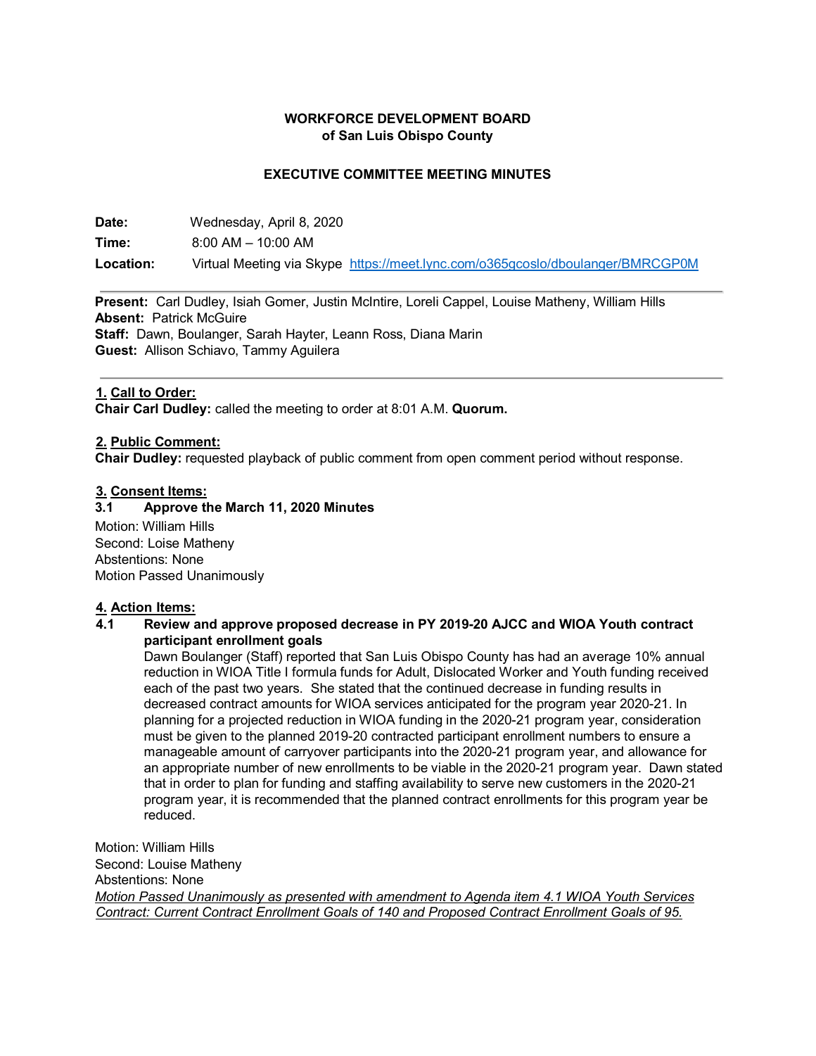**WORKFORCE DEVELOPMENT BOARD**
**of San Luis Obispo County**

**EXECUTIVE COMMITTEE MEETING MINUTES**

**Date:** Wednesday, April 8, 2020

**Time:** 8:00 AM – 10:00 AM

**Location:** Virtual Meeting via Skype https://meet.lync.com/o365gcoslo/dboulanger/BMRCGP0M

---

**Present:** Carl Dudley, Isiah Gomer, Justin McIntire, Loreli Cappel, Louise Matheny, William Hills
**Absent:** Patrick McGuire
**Staff:** Dawn, Boulanger, Sarah Hayter, Leann Ross, Diana Marin
**Guest:** Allison Schiavo, Tammy Aguilera

---

**1. Call to Order:**
**Chair Carl Dudley:** called the meeting to order at 8:01 A.M. **Quorum.**

**2. Public Comment:**
**Chair Dudley:** requested playback of public comment from open comment period without response.

**3. Consent Items:**

**3.1 Approve the March 11, 2020 Minutes**

Motion: William Hills
Second: Loise Matheny
Abstentions: None
Motion Passed Unanimously

**4. Action Items:**

**4.1 Review and approve proposed decrease in PY 2019-20 AJCC and WIOA Youth contract participant enrollment goals**

Dawn Boulanger (Staff) reported that San Luis Obispo County has had an average 10% annual reduction in WIOA Title I formula funds for Adult, Dislocated Worker and Youth funding received each of the past two years. She stated that the continued decrease in funding results in decreased contract amounts for WIOA services anticipated for the program year 2020-21. In planning for a projected reduction in WIOA funding in the 2020-21 program year, consideration must be given to the planned 2019-20 contracted participant enrollment numbers to ensure a manageable amount of carryover participants into the 2020-21 program year, and allowance for an appropriate number of new enrollments to be viable in the 2020-21 program year. Dawn stated that in order to plan for funding and staffing availability to serve new customers in the 2020-21 program year, it is recommended that the planned contract enrollments for this program year be reduced.

Motion: William Hills
Second: Louise Matheny
Abstentions: None
*Motion Passed Unanimously as presented with amendment to Agenda item 4.1 WIOA Youth Services Contract: Current Contract Enrollment Goals of 140 and Proposed Contract Enrollment Goals of 95.*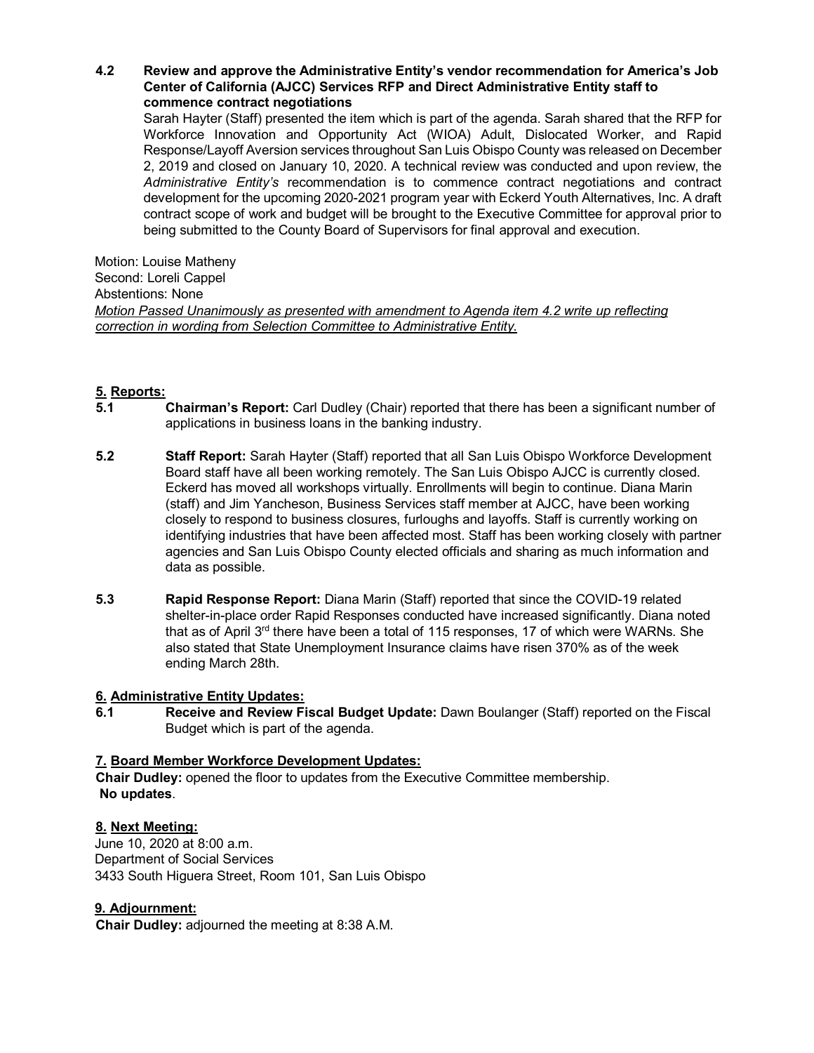**4.2 Review and approve the Administrative Entity's vendor recommendation for America's Job Center of California (AJCC) Services RFP and Direct Administrative Entity staff to commence contract negotiations**

Sarah Hayter (Staff) presented the item which is part of the agenda. Sarah shared that the RFP for Workforce Innovation and Opportunity Act (WIOA) Adult, Dislocated Worker, and Rapid Response/Layoff Aversion services throughout San Luis Obispo County was released on December 2, 2019 and closed on January 10, 2020. A technical review was conducted and upon review, the *Administrative Entity's* recommendation is to commence contract negotiations and contract development for the upcoming 2020-2021 program year with Eckerd Youth Alternatives, Inc. A draft contract scope of work and budget will be brought to the Executive Committee for approval prior to being submitted to the County Board of Supervisors for final approval and execution.

Motion: Louise Matheny
Second: Loreli Cappel
Abstentions: None
*Motion Passed Unanimously as presented with amendment to Agenda item 4.2 write up reflecting correction in wording from Selection Committee to Administrative Entity.*

## 5. Reports:

**5.1 Chairman's Report:** Carl Dudley (Chair) reported that there has been a significant number of applications in business loans in the banking industry.

**5.2 Staff Report:** Sarah Hayter (Staff) reported that all San Luis Obispo Workforce Development Board staff have all been working remotely. The San Luis Obispo AJCC is currently closed. Eckerd has moved all workshops virtually. Enrollments will begin to continue. Diana Marin (staff) and Jim Yancheson, Business Services staff member at AJCC, have been working closely to respond to business closures, furloughs and layoffs. Staff is currently working on identifying industries that have been affected most. Staff has been working closely with partner agencies and San Luis Obispo County elected officials and sharing as much information and data as possible.

**5.3 Rapid Response Report:** Diana Marin (Staff) reported that since the COVID-19 related shelter-in-place order Rapid Responses conducted have increased significantly. Diana noted that as of April 3rd there have been a total of 115 responses, 17 of which were WARNs. She also stated that State Unemployment Insurance claims have risen 370% as of the week ending March 28th.

## 6. Administrative Entity Updates:

**6.1 Receive and Review Fiscal Budget Update:** Dawn Boulanger (Staff) reported on the Fiscal Budget which is part of the agenda.

## 7. Board Member Workforce Development Updates:

**Chair Dudley:** opened the floor to updates from the Executive Committee membership.
**No updates**.

## 8. Next Meeting:

June 10, 2020 at 8:00 a.m.
Department of Social Services
3433 South Higuera Street, Room 101, San Luis Obispo

## 9. Adjournment:

**Chair Dudley:** adjourned the meeting at 8:38 A.M.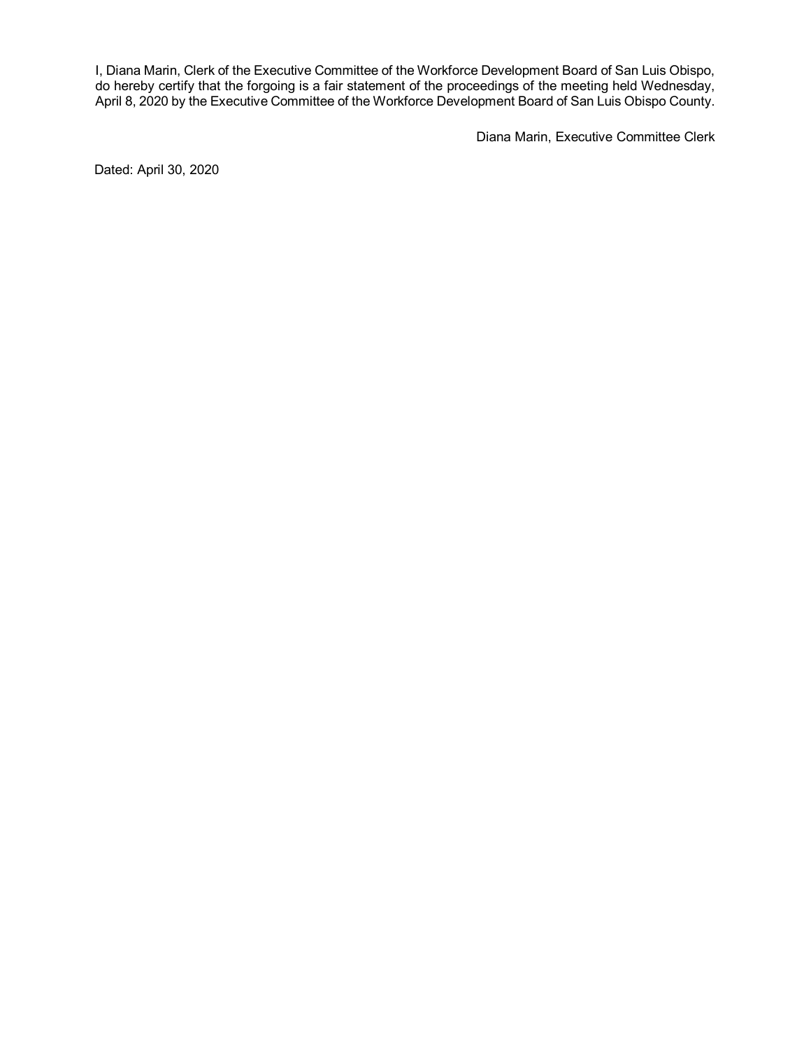I, Diana Marin, Clerk of the Executive Committee of the Workforce Development Board of San Luis Obispo, do hereby certify that the forgoing is a fair statement of the proceedings of the meeting held Wednesday, April 8, 2020 by the Executive Committee of the Workforce Development Board of San Luis Obispo County.

Diana Marin, Executive Committee Clerk

Dated: April 30, 2020